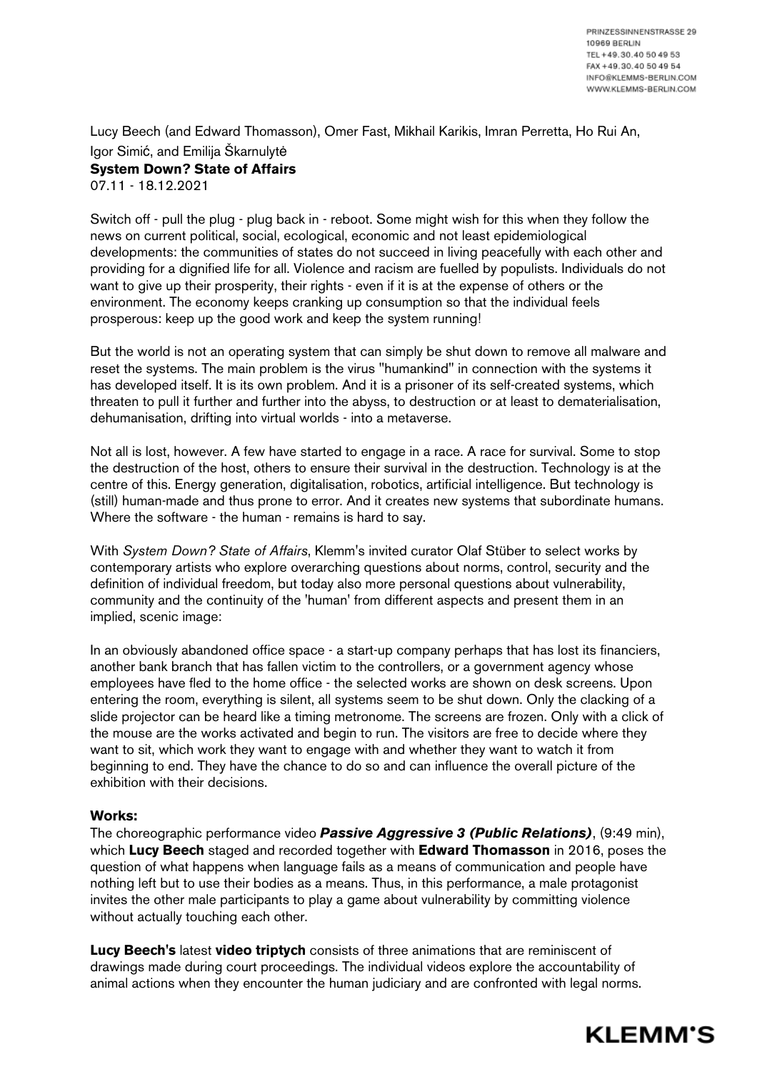PRINZESSINNENSTRASSE 29
10969 BERLIN
TEL +49.30.40 50 49 53
FAX +49.30.40 50 49 54
INFO@KLEMMS-BERLIN.COM
WWW.KLEMMS-BERLIN.COM

Lucy Beech (and Edward Thomasson), Omer Fast, Mikhail Karikis, Imran Perretta, Ho Rui An, Igor Simić, and Emilija Škarnulytė

**System Down? State of Affairs**

07.11 - 18.12.2021

Switch off - pull the plug - plug back in - reboot. Some might wish for this when they follow the news on current political, social, ecological, economic and not least epidemiological developments: the communities of states do not succeed in living peacefully with each other and providing for a dignified life for all. Violence and racism are fuelled by populists. Individuals do not want to give up their prosperity, their rights - even if it is at the expense of others or the environment. The economy keeps cranking up consumption so that the individual feels prosperous: keep up the good work and keep the system running!

But the world is not an operating system that can simply be shut down to remove all malware and reset the systems. The main problem is the virus "humankind" in connection with the systems it has developed itself. It is its own problem. And it is a prisoner of its self-created systems, which threaten to pull it further and further into the abyss, to destruction or at least to dematerialisation, dehumanisation, drifting into virtual worlds - into a metaverse.

Not all is lost, however. A few have started to engage in a race. A race for survival. Some to stop the destruction of the host, others to ensure their survival in the destruction. Technology is at the centre of this. Energy generation, digitalisation, robotics, artificial intelligence. But technology is (still) human-made and thus prone to error. And it creates new systems that subordinate humans. Where the software - the human - remains is hard to say.

With *System Down? State of Affairs*, Klemm's invited curator Olaf Stüber to select works by contemporary artists who explore overarching questions about norms, control, security and the definition of individual freedom, but today also more personal questions about vulnerability, community and the continuity of the 'human' from different aspects and present them in an implied, scenic image:

In an obviously abandoned office space - a start-up company perhaps that has lost its financiers, another bank branch that has fallen victim to the controllers, or a government agency whose employees have fled to the home office - the selected works are shown on desk screens. Upon entering the room, everything is silent, all systems seem to be shut down. Only the clacking of a slide projector can be heard like a timing metronome. The screens are frozen. Only with a click of the mouse are the works activated and begin to run. The visitors are free to decide where they want to sit, which work they want to engage with and whether they want to watch it from beginning to end. They have the chance to do so and can influence the overall picture of the exhibition with their decisions.

**Works:**

The choreographic performance video ***Passive Aggressive 3 (Public Relations)***, (9:49 min), which **Lucy Beech** staged and recorded together with **Edward Thomasson** in 2016, poses the question of what happens when language fails as a means of communication and people have nothing left but to use their bodies as a means. Thus, in this performance, a male protagonist invites the other male participants to play a game about vulnerability by committing violence without actually touching each other.

**Lucy Beech's** latest **video triptych** consists of three animations that are reminiscent of drawings made during court proceedings. The individual videos explore the accountability of animal actions when they encounter the human judiciary and are confronted with legal norms.

KLEMM'S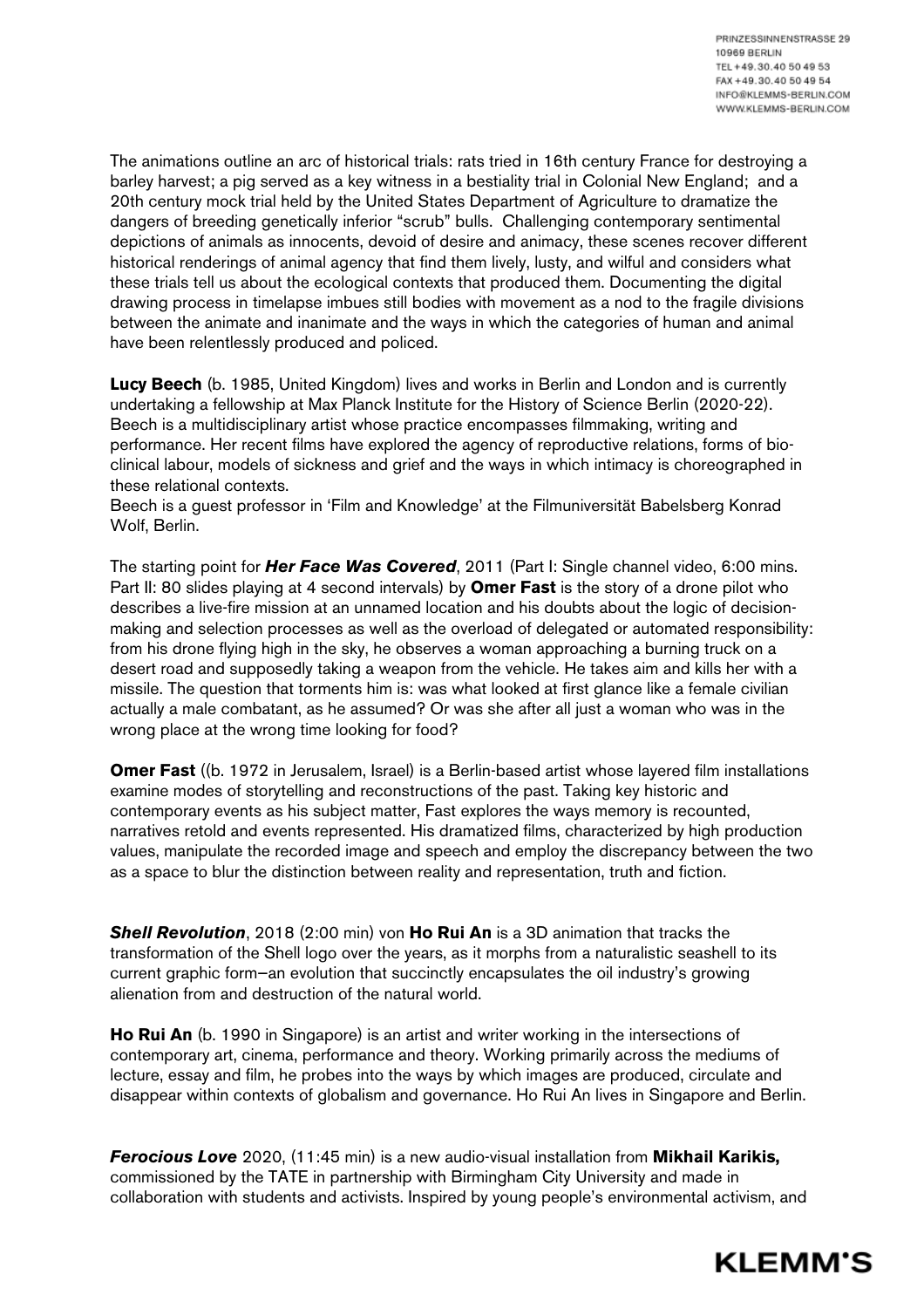The animations outline an arc of historical trials: rats tried in 16th century France for destroying a barley harvest; a pig served as a key witness in a bestiality trial in Colonial New England; and a 20th century mock trial held by the United States Department of Agriculture to dramatize the dangers of breeding genetically inferior "scrub" bulls. Challenging contemporary sentimental depictions of animals as innocents, devoid of desire and animacy, these scenes recover different historical renderings of animal agency that find them lively, lusty, and wilful and considers what these trials tell us about the ecological contexts that produced them. Documenting the digital drawing process in timelapse imbues still bodies with movement as a nod to the fragile divisions between the animate and inanimate and the ways in which the categories of human and animal have been relentlessly produced and policed.

**Lucy Beech** (b. 1985, United Kingdom) lives and works in Berlin and London and is currently undertaking a fellowship at Max Planck Institute for the History of Science Berlin (2020-22). Beech is a multidisciplinary artist whose practice encompasses filmmaking, writing and performance. Her recent films have explored the agency of reproductive relations, forms of bio-clinical labour, models of sickness and grief and the ways in which intimacy is choreographed in these relational contexts.
Beech is a guest professor in 'Film and Knowledge' at the Filmuniversität Babelsberg Konrad Wolf, Berlin.

The starting point for ***Her Face Was Covered***, 2011 (Part I: Single channel video, 6:00 mins. Part II: 80 slides playing at 4 second intervals) by **Omer Fast** is the story of a drone pilot who describes a live-fire mission at an unnamed location and his doubts about the logic of decision-making and selection processes as well as the overload of delegated or automated responsibility: from his drone flying high in the sky, he observes a woman approaching a burning truck on a desert road and supposedly taking a weapon from the vehicle. He takes aim and kills her with a missile. The question that torments him is: was what looked at first glance like a female civilian actually a male combatant, as he assumed? Or was she after all just a woman who was in the wrong place at the wrong time looking for food?

**Omer Fast** ((b. 1972 in Jerusalem, Israel) is a Berlin-based artist whose layered film installations examine modes of storytelling and reconstructions of the past. Taking key historic and contemporary events as his subject matter, Fast explores the ways memory is recounted, narratives retold and events represented. His dramatized films, characterized by high production values, manipulate the recorded image and speech and employ the discrepancy between the two as a space to blur the distinction between reality and representation, truth and fiction.

***Shell Revolution***, 2018 (2:00 min) von **Ho Rui An** is a 3D animation that tracks the transformation of the Shell logo over the years, as it morphs from a naturalistic seashell to its current graphic form—an evolution that succinctly encapsulates the oil industry's growing alienation from and destruction of the natural world.

**Ho Rui An** (b. 1990 in Singapore) is an artist and writer working in the intersections of contemporary art, cinema, performance and theory. Working primarily across the mediums of lecture, essay and film, he probes into the ways by which images are produced, circulate and disappear within contexts of globalism and governance. Ho Rui An lives in Singapore and Berlin.

***Ferocious Love*** 2020, (11:45 min) is a new audio-visual installation from **Mikhail Karikis,** commissioned by the TATE in partnership with Birmingham City University and made in collaboration with students and activists. Inspired by young people's environmental activism, and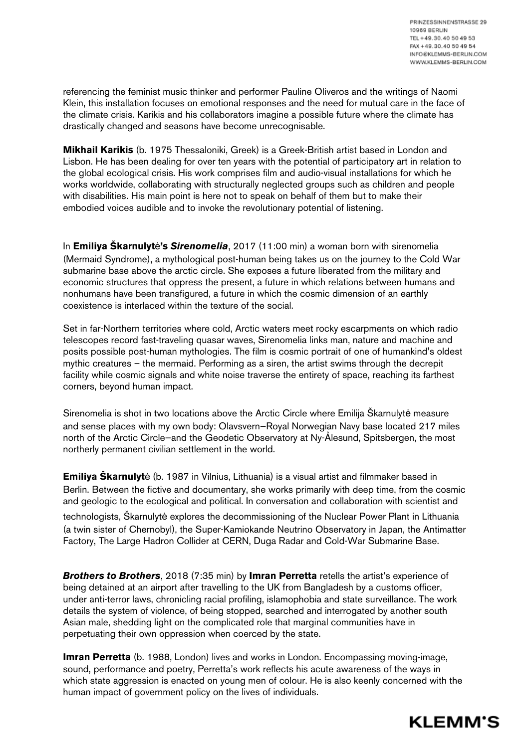referencing the feminist music thinker and performer Pauline Oliveros and the writings of Naomi Klein, this installation focuses on emotional responses and the need for mutual care in the face of the climate crisis. Karikis and his collaborators imagine a possible future where the climate has drastically changed and seasons have become unrecognisable.

**Mikhail Karikis** (b. 1975 Thessaloniki, Greek) is a Greek-British artist based in London and Lisbon. He has been dealing for over ten years with the potential of participatory art in relation to the global ecological crisis. His work comprises film and audio-visual installations for which he works worldwide, collaborating with structurally neglected groups such as children and people with disabilities. His main point is here not to speak on behalf of them but to make their embodied voices audible and to invoke the revolutionary potential of listening.

In **Emiliya Škarnulytė's *Sirenomelia***, 2017 (11:00 min) a woman born with sirenomelia (Mermaid Syndrome), a mythological post-human being takes us on the journey to the Cold War submarine base above the arctic circle. She exposes a future liberated from the military and economic structures that oppress the present, a future in which relations between humans and nonhumans have been transfigured, a future in which the cosmic dimension of an earthly coexistence is interlaced within the texture of the social.

Set in far-Northern territories where cold, Arctic waters meet rocky escarpments on which radio telescopes record fast-traveling quasar waves, Sirenomelia links man, nature and machine and posits possible post-human mythologies. The film is cosmic portrait of one of humankind's oldest mythic creatures – the mermaid. Performing as a siren, the artist swims through the decrepit facility while cosmic signals and white noise traverse the entirety of space, reaching its farthest corners, beyond human impact.

Sirenomelia is shot in two locations above the Arctic Circle where Emilija Škarnulytė measure and sense places with my own body: Olavsvern–Royal Norwegian Navy base located 217 miles north of the Arctic Circle–and the Geodetic Observatory at Ny-Ålesund, Spitsbergen, the most northerly permanent civilian settlement in the world.

**Emiliya Škarnulytė** (b. 1987 in Vilnius, Lithuania) is a visual artist and filmmaker based in Berlin. Between the fictive and documentary, she works primarily with deep time, from the cosmic and geologic to the ecological and political. In conversation and collaboration with scientist and technologists, Škarnulytė explores the decommissioning of the Nuclear Power Plant in Lithuania (a twin sister of Chernobyl), the Super-Kamiokande Neutrino Observatory in Japan, the Antimatter Factory, The Large Hadron Collider at CERN, Duga Radar and Cold-War Submarine Base.

***Brothers to Brothers***, 2018 (7:35 min) by **Imran Perretta** retells the artist's experience of being detained at an airport after travelling to the UK from Bangladesh by a customs officer, under anti-terror laws, chronicling racial profiling, islamophobia and state surveillance. The work details the system of violence, of being stopped, searched and interrogated by another south Asian male, shedding light on the complicated role that marginal communities have in perpetuating their own oppression when coerced by the state.

**Imran Perretta** (b. 1988, London) lives and works in London. Encompassing moving-image, sound, performance and poetry, Perretta's work reflects his acute awareness of the ways in which state aggression is enacted on young men of colour. He is also keenly concerned with the human impact of government policy on the lives of individuals.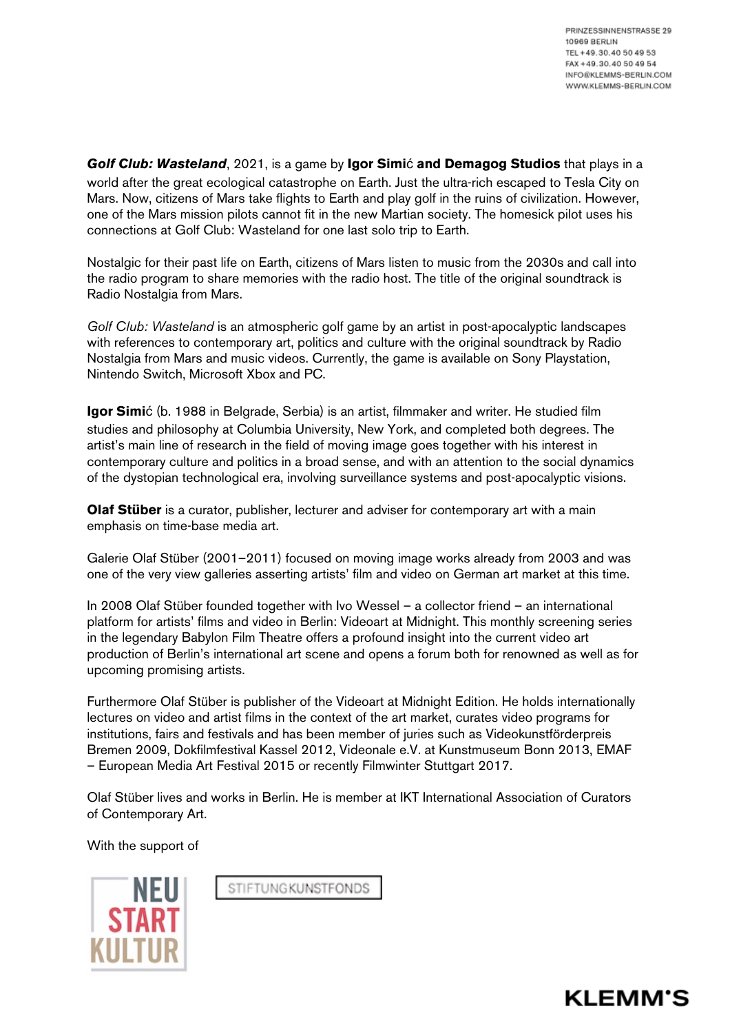PRINZESSINNENSTRASSE 29
10969 BERLIN
TEL +49.30.40 50 49 53
FAX +49.30.40 50 49 54
INFO@KLEMMS-BERLIN.COM
WWW.KLEMMS-BERLIN.COM

***Golf Club: Wasteland***, 2021, is a game by **Igor Simić and Demagog Studios** that plays in a world after the great ecological catastrophe on Earth. Just the ultra-rich escaped to Tesla City on Mars. Now, citizens of Mars take flights to Earth and play golf in the ruins of civilization. However, one of the Mars mission pilots cannot fit in the new Martian society. The homesick pilot uses his connections at Golf Club: Wasteland for one last solo trip to Earth.

Nostalgic for their past life on Earth, citizens of Mars listen to music from the 2030s and call into the radio program to share memories with the radio host. The title of the original soundtrack is Radio Nostalgia from Mars.

*Golf Club: Wasteland* is an atmospheric golf game by an artist in post-apocalyptic landscapes with references to contemporary art, politics and culture with the original soundtrack by Radio Nostalgia from Mars and music videos. Currently, the game is available on Sony Playstation, Nintendo Switch, Microsoft Xbox and PC.

**Igor Simić** (b. 1988 in Belgrade, Serbia) is an artist, filmmaker and writer. He studied film studies and philosophy at Columbia University, New York, and completed both degrees. The artist's main line of research in the field of moving image goes together with his interest in contemporary culture and politics in a broad sense, and with an attention to the social dynamics of the dystopian technological era, involving surveillance systems and post-apocalyptic visions.

**Olaf Stüber** is a curator, publisher, lecturer and adviser for contemporary art with a main emphasis on time-base media art.

Galerie Olaf Stüber (2001–2011) focused on moving image works already from 2003 and was one of the very view galleries asserting artists' film and video on German art market at this time.

In 2008 Olaf Stüber founded together with Ivo Wessel – a collector friend – an international platform for artists' films and video in Berlin: Videoart at Midnight. This monthly screening series in the legendary Babylon Film Theatre offers a profound insight into the current video art production of Berlin's international art scene and opens a forum both for renowned as well as for upcoming promising artists.

Furthermore Olaf Stüber is publisher of the Videoart at Midnight Edition. He holds internationally lectures on video and artist films in the context of the art market, curates video programs for institutions, fairs and festivals and has been member of juries such as Videokunstförderpreis Bremen 2009, Dokfilmfestival Kassel 2012, Videonale e.V. at Kunstmuseum Bonn 2013, EMAF – European Media Art Festival 2015 or recently Filmwinter Stuttgart 2017.

Olaf Stüber lives and works in Berlin. He is member at IKT International Association of Curators of Contemporary Art.

With the support of

NEU START KULTUR

STIFTUNG KUNSTFONDS

KLEMM'S